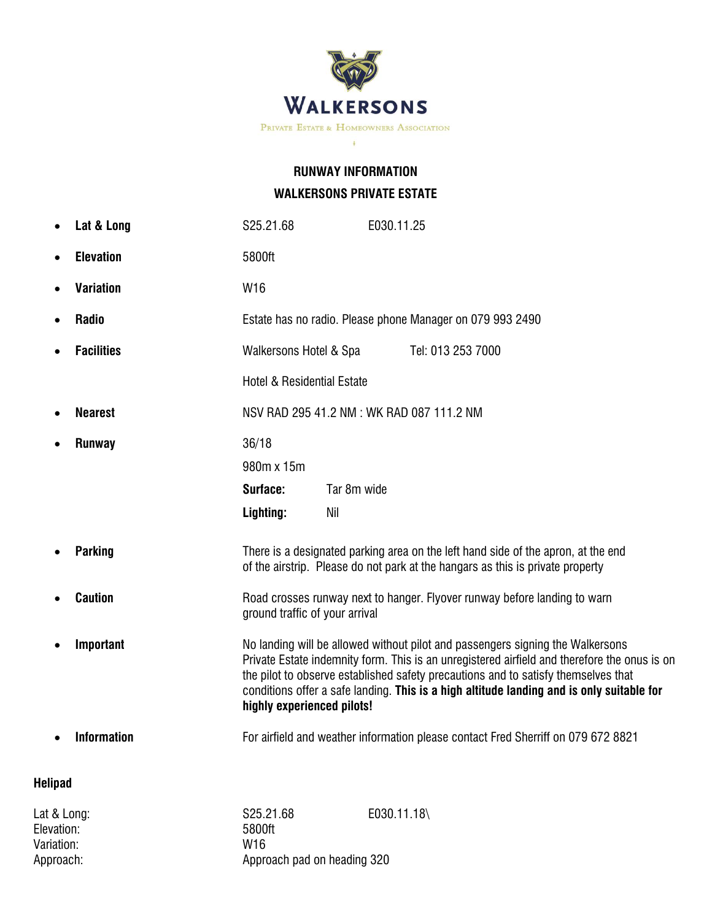**WALKERSONS**

PRIVATE ESTATE & HOMEOWNERS ASSOCIATION

## RUNWAY INFORMATION

## WALKERSONS PRIVATE ESTATE

- **Lat & Long** — S25.21.68 E030.11.25
- **Elevation** — 5800ft
- **Variation** — W16
- **Radio** — Estate has no radio. Please phone Manager on 079 993 2490
- **Facilities** — Walkersons Hotel & Spa Tel: 013 253 7000

  Hotel & Residential Estate
- **Nearest** — NSV RAD 295 41.2 NM : WK RAD 087 111.2 NM
- **Runway** — 36/18

  980m x 15m

  **Surface:** Tar 8m wide

  **Lighting:** Nil
- **Parking** — There is a designated parking area on the left hand side of the apron, at the end of the airstrip. Please do not park at the hangars as this is private property
- **Caution** — Road crosses runway next to hanger. Flyover runway before landing to warn ground traffic of your arrival
- **Important** — No landing will be allowed without pilot and passengers signing the Walkersons Private Estate indemnity form. This is an unregistered airfield and therefore the onus is on the pilot to observe established safety precautions and to satisfy themselves that conditions offer a safe landing. **This is a high altitude landing and is only suitable for highly experienced pilots!**
- **Information** — For airfield and weather information please contact Fred Sherriff on 079 672 8821

**Helipad**

Lat & Long: S25.21.68 E030.11.18\
Elevation: 5800ft
Variation: W16
Approach: Approach pad on heading 320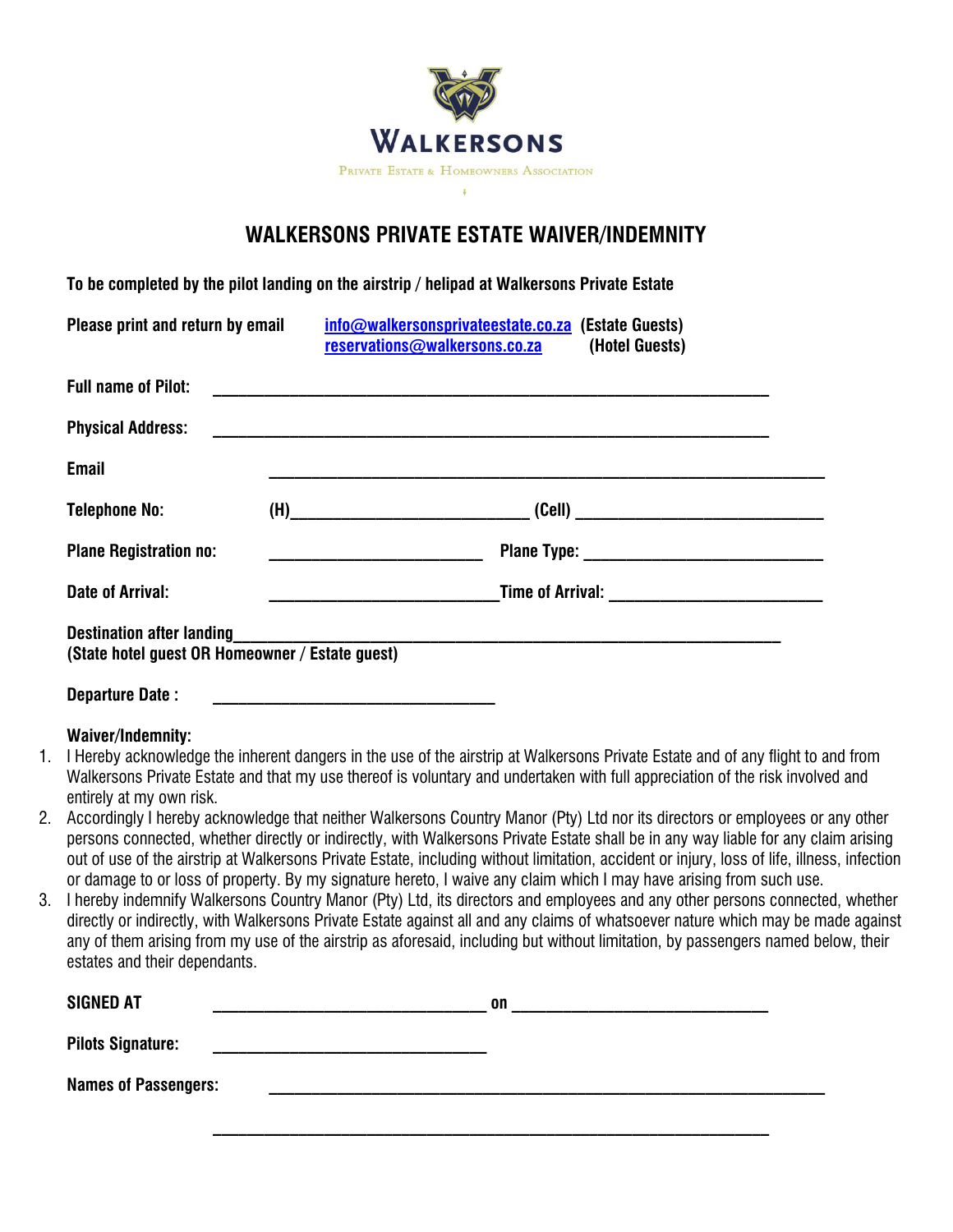WALKERSONS

Private Estate & Homeowners Association

# WALKERSONS PRIVATE ESTATE WAIVER/INDEMNITY

**To be completed by the pilot landing on the airstrip / helipad at Walkersons Private Estate**

**Please print and return by email** info@walkersonsprivateestate.co.za **(Estate Guests)**
reservations@walkersons.co.za **(Hotel Guests)**

**Full name of Pilot:** ______________________________________________________________

**Physical Address:** ______________________________________________________________

**Email** ______________________________________________________________

**Telephone No:** **(H)**__________________________ **(Cell)** __________________________

**Plane Registration no:** ______________________ **Plane Type:** _________________________

**Date of Arrival:** ________________________ **Time of Arrival:** ______________________

**Destination after landing**______________________________________________________________
**(State hotel guest OR Homeowner / Estate guest)**

**Departure Date :** ______________________________

**Waiver/Indemnity:**

1. I Hereby acknowledge the inherent dangers in the use of the airstrip at Walkersons Private Estate and of any flight to and from Walkersons Private Estate and that my use thereof is voluntary and undertaken with full appreciation of the risk involved and entirely at my own risk.
2. Accordingly I hereby acknowledge that neither Walkersons Country Manor (Pty) Ltd nor its directors or employees or any other persons connected, whether directly or indirectly, with Walkersons Private Estate shall be in any way liable for any claim arising out of use of the airstrip at Walkersons Private Estate, including without limitation, accident or injury, loss of life, illness, infection or damage to or loss of property. By my signature hereto, I waive any claim which I may have arising from such use.
3. I hereby indemnify Walkersons Country Manor (Pty) Ltd, its directors and employees and any other persons connected, whether directly or indirectly, with Walkersons Private Estate against all and any claims of whatsoever nature which may be made against any of them arising from my use of the airstrip as aforesaid, including but without limitation, by passengers named below, their estates and their dependants.

**SIGNED AT** ______________________________ **on** ___________________________

**Pilots Signature:** ______________________________

**Names of Passengers:** ______________________________________________________________

______________________________________________________________